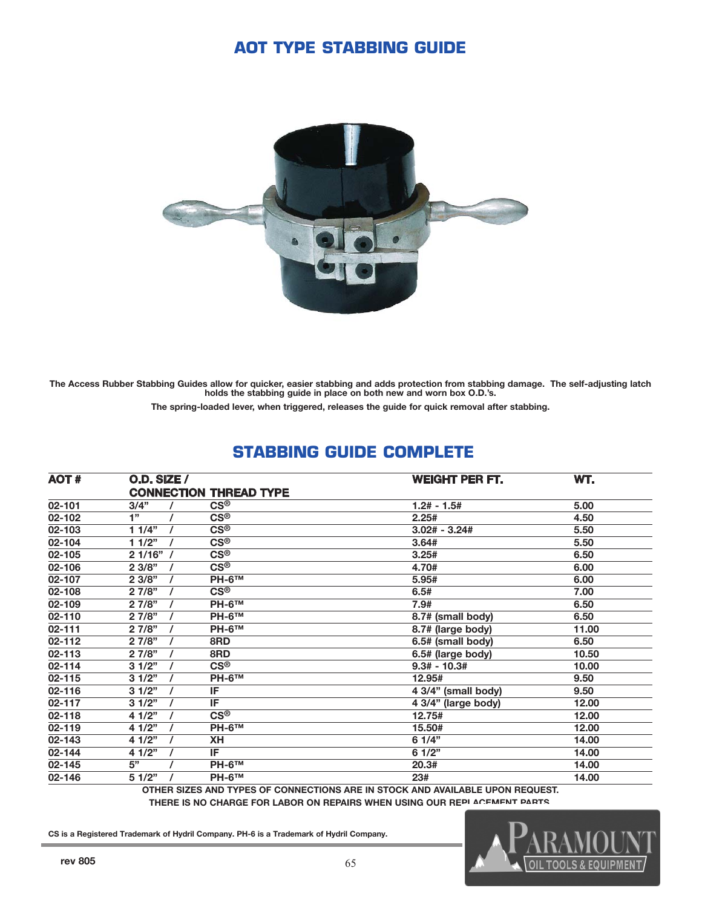# AOT TYPE STABBING GUIDE

**The Access Rubber Stabbing Guides allow for quicker, easier stabbing and adds protection from stabbing damage. The self-adjusting latch holds the stabbing guide in place on both new and worn box O.D.'s.**

**The spring-loaded lever, when triggered, releases the guide for quick removal after stabbing.**

## STABBING GUIDE COMPLETE

| AOT # | O.D. SIZE / CONNECTION THREAD TYPE | WEIGHT PER FT. | WT. |
|---|---|---|---|
| 02-101 | 3/4" / CS® | 1.2# - 1.5# | 5.00 |
| 02-102 | 1" / CS® | 2.25# | 4.50 |
| 02-103 | 1 1/4" / CS® | 3.02# - 3.24# | 5.50 |
| 02-104 | 1 1/2" / CS® | 3.64# | 5.50 |
| 02-105 | 2 1/16" / CS® | 3.25# | 6.50 |
| 02-106 | 2 3/8" / CS® | 4.70# | 6.00 |
| 02-107 | 2 3/8" / PH-6™ | 5.95# | 6.00 |
| 02-108 | 2 7/8" / CS® | 6.5# | 7.00 |
| 02-109 | 2 7/8" / PH-6™ | 7.9# | 6.50 |
| 02-110 | 2 7/8" / PH-6™ | 8.7# (small body) | 6.50 |
| 02-111 | 2 7/8" / PH-6™ | 8.7# (large body) | 11.00 |
| 02-112 | 2 7/8" / 8RD | 6.5# (small body) | 6.50 |
| 02-113 | 2 7/8" / 8RD | 6.5# (large body) | 10.50 |
| 02-114 | 3 1/2" / CS® | 9.3# - 10.3# | 10.00 |
| 02-115 | 3 1/2" / PH-6™ | 12.95# | 9.50 |
| 02-116 | 3 1/2" / IF | 4 3/4" (small body) | 9.50 |
| 02-117 | 3 1/2" / IF | 4 3/4" (large body) | 12.00 |
| 02-118 | 4 1/2" / CS® | 12.75# | 12.00 |
| 02-119 | 4 1/2" / PH-6™ | 15.50# | 12.00 |
| 02-143 | 4 1/2" / XH | 6 1/4" | 14.00 |
| 02-144 | 4 1/2" / IF | 6 1/2" | 14.00 |
| 02-145 | 5" / PH-6™ | 20.3# | 14.00 |
| 02-146 | 5 1/2" / PH-6™ | 23# | 14.00 |

**OTHER SIZES AND TYPES OF CONNECTIONS ARE IN STOCK AND AVAILABLE UPON REQUEST.**

**THERE IS NO CHARGE FOR LABOR ON REPAIRS WHEN USING OUR REPLACEMENT PARTS.**

**CS is a Registered Trademark of Hydril Company. PH-6 is a Trademark of Hydril Company.**

**rev 805**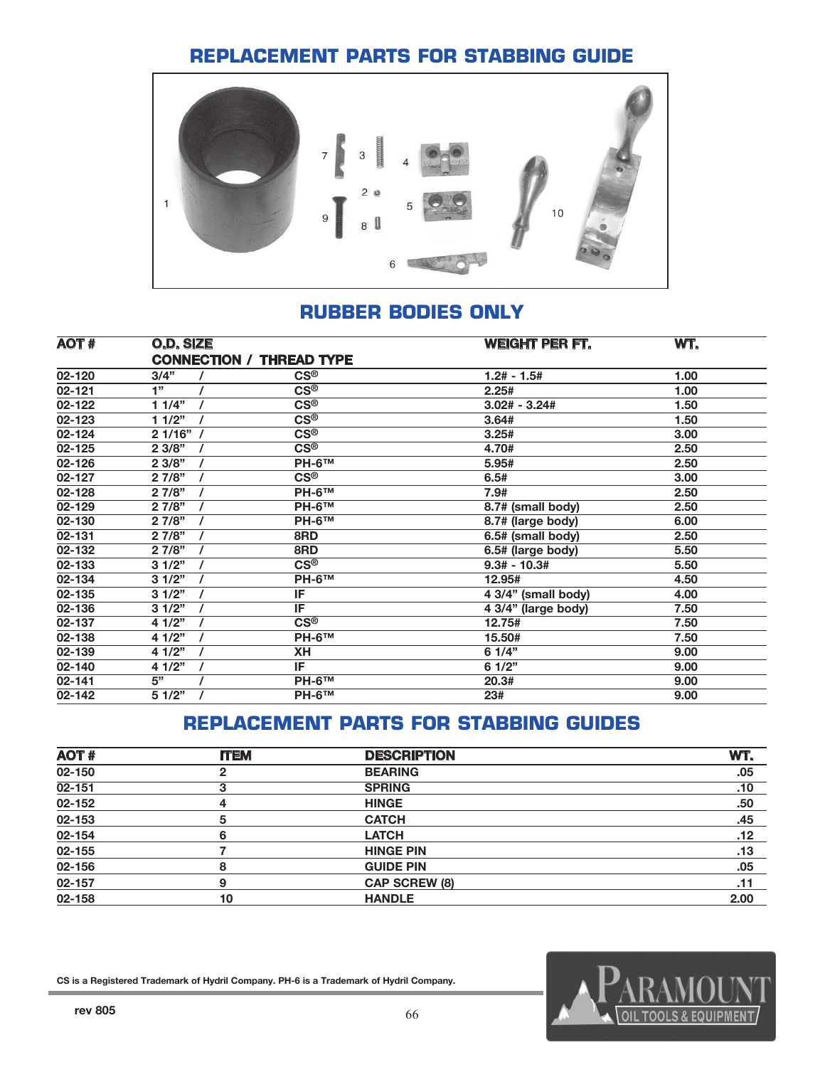# REPLACEMENT PARTS FOR STABBING GUIDE

## RUBBER BODIES ONLY

| AOT # | O.D. SIZE | CONNECTION / THREAD TYPE | WEIGHT PER FT. | WT. |
|---|---|---|---|---|
| 02-120 | 3/4" / | CS® | 1.2# - 1.5# | 1.00 |
| 02-121 | 1" / | CS® | 2.25# | 1.00 |
| 02-122 | 1 1/4" / | CS® | 3.02# - 3.24# | 1.50 |
| 02-123 | 1 1/2" / | CS® | 3.64# | 1.50 |
| 02-124 | 2 1/16" / | CS® | 3.25# | 3.00 |
| 02-125 | 2 3/8" / | CS® | 4.70# | 2.50 |
| 02-126 | 2 3/8" / | PH-6™ | 5.95# | 2.50 |
| 02-127 | 2 7/8" / | CS® | 6.5# | 3.00 |
| 02-128 | 2 7/8" / | PH-6™ | 7.9# | 2.50 |
| 02-129 | 2 7/8" / | PH-6™ | 8.7# (small body) | 2.50 |
| 02-130 | 2 7/8" / | PH-6™ | 8.7# (large body) | 6.00 |
| 02-131 | 2 7/8" / | 8RD | 6.5# (small body) | 2.50 |
| 02-132 | 2 7/8" / | 8RD | 6.5# (large body) | 5.50 |
| 02-133 | 3 1/2" / | CS® | 9.3# - 10.3# | 5.50 |
| 02-134 | 3 1/2" / | PH-6™ | 12.95# | 4.50 |
| 02-135 | 3 1/2" / | IF | 4 3/4" (small body) | 4.00 |
| 02-136 | 3 1/2" / | IF | 4 3/4" (large body) | 7.50 |
| 02-137 | 4 1/2" / | CS® | 12.75# | 7.50 |
| 02-138 | 4 1/2" / | PH-6™ | 15.50# | 7.50 |
| 02-139 | 4 1/2" / | XH | 6 1/4" | 9.00 |
| 02-140 | 4 1/2" / | IF | 6 1/2" | 9.00 |
| 02-141 | 5" / | PH-6™ | 20.3# | 9.00 |
| 02-142 | 5 1/2" / | PH-6™ | 23# | 9.00 |

## REPLACEMENT PARTS FOR STABBING GUIDES

| AOT # | ITEM | DESCRIPTION | WT. |
|---|---|---|---|
| 02-150 | 2 | BEARING | .05 |
| 02-151 | 3 | SPRING | .10 |
| 02-152 | 4 | HINGE | .50 |
| 02-153 | 5 | CATCH | .45 |
| 02-154 | 6 | LATCH | .12 |
| 02-155 | 7 | HINGE PIN | .13 |
| 02-156 | 8 | GUIDE PIN | .05 |
| 02-157 | 9 | CAP SCREW (8) | .11 |
| 02-158 | 10 | HANDLE | 2.00 |

CS is a Registered Trademark of Hydril Company. PH-6 is a Trademark of Hydril Company.

rev 805